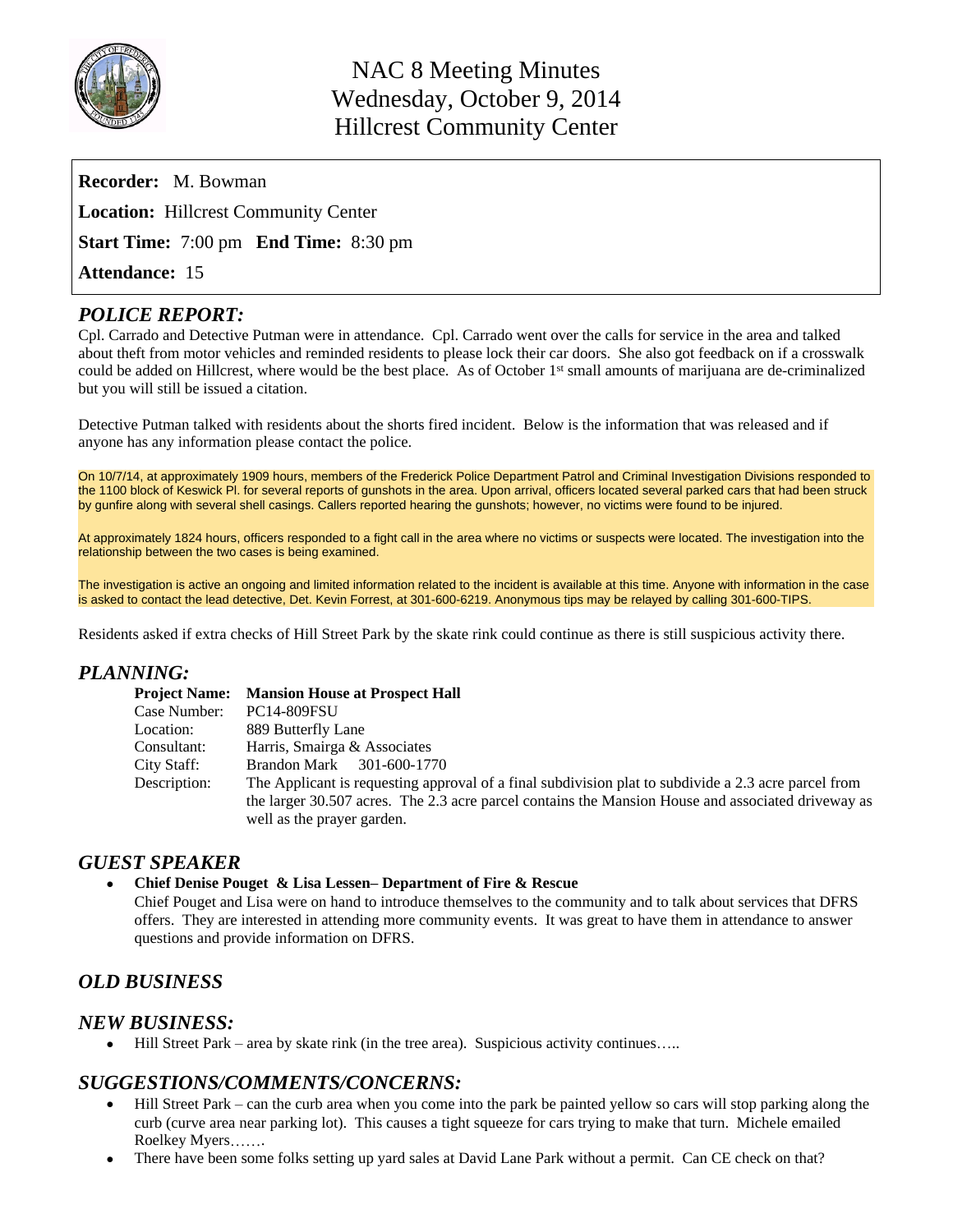# NAC 8 Meeting Minutes
# Wednesday, October 9, 2014
# Hillcrest Community Center

**Recorder:** M. Bowman

**Location:** Hillcrest Community Center

**Start Time:** 7:00 pm **End Time:** 8:30 pm

**Attendance:** 15

## *POLICE REPORT:*

Cpl. Carrado and Detective Putman were in attendance. Cpl. Carrado went over the calls for service in the area and talked about theft from motor vehicles and reminded residents to please lock their car doors. She also got feedback on if a crosswalk could be added on Hillcrest, where would be the best place. As of October 1st small amounts of marijuana are de-criminalized but you will still be issued a citation.

Detective Putman talked with residents about the shorts fired incident. Below is the information that was released and if anyone has any information please contact the police.

On 10/7/14, at approximately 1909 hours, members of the Frederick Police Department Patrol and Criminal Investigation Divisions responded to the 1100 block of Keswick Pl. for several reports of gunshots in the area. Upon arrival, officers located several parked cars that had been struck by gunfire along with several shell casings. Callers reported hearing the gunshots; however, no victims were found to be injured.

At approximately 1824 hours, officers responded to a fight call in the area where no victims or suspects were located. The investigation into the relationship between the two cases is being examined.

The investigation is active an ongoing and limited information related to the incident is available at this time. Anyone with information in the case is asked to contact the lead detective, Det. Kevin Forrest, at 301-600-6219. Anonymous tips may be relayed by calling 301-600-TIPS.

Residents asked if extra checks of Hill Street Park by the skate rink could continue as there is still suspicious activity there.

## *PLANNING:*

| **Project Name:** | **Mansion House at Prospect Hall** |
|---|---|
| Case Number: | PC14-809FSU |
| Location: | 889 Butterfly Lane |
| Consultant: | Harris, Smairga & Associates |
| City Staff: | Brandon Mark 301-600-1770 |
| Description: | The Applicant is requesting approval of a final subdivision plat to subdivide a 2.3 acre parcel from the larger 30.507 acres. The 2.3 acre parcel contains the Mansion House and associated driveway as well as the prayer garden. |

## *GUEST SPEAKER*

- **Chief Denise Pouget & Lisa Lessen– Department of Fire & Rescue**
  Chief Pouget and Lisa were on hand to introduce themselves to the community and to talk about services that DFRS offers. They are interested in attending more community events. It was great to have them in attendance to answer questions and provide information on DFRS.

## *OLD BUSINESS*

## *NEW BUSINESS:*

- Hill Street Park – area by skate rink (in the tree area). Suspicious activity continues…..

## *SUGGESTIONS/COMMENTS/CONCERNS:*

- Hill Street Park – can the curb area when you come into the park be painted yellow so cars will stop parking along the curb (curve area near parking lot). This causes a tight squeeze for cars trying to make that turn. Michele emailed Roelkey Myers…….
- There have been some folks setting up yard sales at David Lane Park without a permit. Can CE check on that?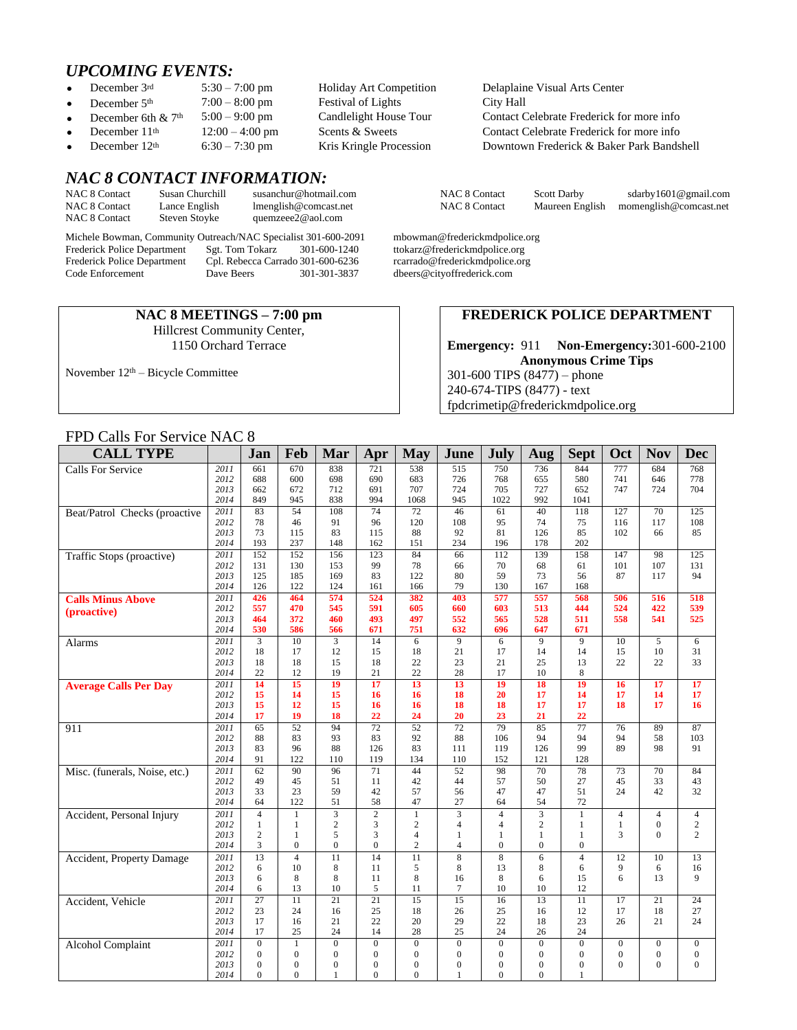## *UPCOMING EVENTS:*

- December 3rd — 5:30 – 7:00 pm — Holiday Art Competition — Delaplaine Visual Arts Center
- December 5th — 7:00 – 8:00 pm — Festival of Lights — City Hall
- December 6th & 7th — 5:00 – 9:00 pm — Candlelight House Tour — Contact Celebrate Frederick for more info
- December 11th — 12:00 – 4:00 pm — Scents & Sweets — Contact Celebrate Frederick for more info
- December 12th — 6:30 – 7:30 pm — Kris Kringle Procession — Downtown Frederick & Baker Park Bandshell

## *NAC 8 CONTACT INFORMATION:*

| | | |
|---|---|---|
| NAC 8 Contact | Susan Churchill | susanchur@hotmail.com |
| NAC 8 Contact | Lance English | lmenglish@comcast.net |
| NAC 8 Contact | Steven Stoyke | quemzeee2@aol.com |
| NAC 8 Contact | Scott Darby | sdarby1601@gmail.com |
| NAC 8 Contact | Maureen English | momenglish@comcast.net |

| | | | |
|---|---|---|---|
| Michele Bowman, Community Outreach/NAC Specialist | | 301-600-2091 | mbowman@frederickmdpolice.org |
| Frederick Police Department | Sgt. Tom Tokarz | 301-600-1240 | ttokarz@frederickmdpolice.org |
| Frederick Police Department | Cpl. Rebecca Carrado | 301-600-6236 | rcarrado@frederickmdpolice.org |
| Code Enforcement | Dave Beers | 301-301-3837 | dbeers@cityoffrederick.com |

**NAC 8 MEETINGS – 7:00 pm**
Hillcrest Community Center,
1150 Orchard Terrace

November 12th – Bicycle Committee

**FREDERICK POLICE DEPARTMENT**

**Emergency:** 911 **Non-Emergency:** 301-600-2100
**Anonymous Crime Tips**
301-600 TIPS (8477) – phone
240-674-TIPS (8477) - text
fpdcrimetip@frederickmdpolice.org

FPD Calls For Service NAC 8

| CALL TYPE | | Jan | Feb | Mar | Apr | May | June | July | Aug | Sept | Oct | Nov | Dec |
|---|---|---|---|---|---|---|---|---|---|---|---|---|---|
| Calls For Service | 2011 | 661 | 670 | 838 | 721 | 538 | 515 | 750 | 736 | 844 | 777 | 684 | 768 |
| | 2012 | 688 | 600 | 698 | 690 | 683 | 726 | 768 | 655 | 580 | 741 | 646 | 778 |
| | 2013 | 662 | 672 | 712 | 691 | 707 | 724 | 705 | 727 | 652 | 747 | 724 | 704 |
| | 2014 | 849 | 945 | 838 | 994 | 1068 | 945 | 1022 | 992 | 1041 | | | |
| Beat/Patrol Checks (proactive | 2011 | 83 | 54 | 108 | 74 | 72 | 46 | 61 | 40 | 118 | 127 | 70 | 125 |
| | 2012 | 78 | 46 | 91 | 96 | 120 | 108 | 95 | 74 | 75 | 116 | 117 | 108 |
| | 2013 | 73 | 115 | 83 | 115 | 88 | 92 | 81 | 126 | 85 | 102 | 66 | 85 |
| | 2014 | 193 | 237 | 148 | 162 | 151 | 234 | 196 | 178 | 202 | | | |
| Traffic Stops (proactive) | 2011 | 152 | 152 | 156 | 123 | 84 | 66 | 112 | 139 | 158 | 147 | 98 | 125 |
| | 2012 | 131 | 130 | 153 | 99 | 78 | 66 | 70 | 68 | 61 | 101 | 107 | 131 |
| | 2013 | 125 | 185 | 169 | 83 | 122 | 80 | 59 | 73 | 56 | 87 | 117 | 94 |
| | 2014 | 126 | 122 | 124 | 161 | 166 | 79 | 130 | 167 | 168 | | | |
| **Calls Minus Above (proactive)** | 2011 | **426** | **464** | **574** | **524** | **382** | **403** | **577** | **557** | **568** | **506** | **516** | **518** |
| | 2012 | **557** | **470** | **545** | **591** | **605** | **660** | **603** | **513** | **444** | **524** | **422** | **539** |
| | 2013 | **464** | **372** | **460** | **493** | **497** | **552** | **565** | **528** | **511** | **558** | **541** | **525** |
| | 2014 | **530** | **586** | **566** | **671** | **751** | **632** | **696** | **647** | **671** | | | |
| Alarms | 2011 | 3 | 10 | 3 | 14 | 6 | 9 | 6 | 9 | 9 | 10 | 5 | 6 |
| | 2012 | 18 | 17 | 12 | 15 | 18 | 21 | 17 | 14 | 14 | 15 | 10 | 31 |
| | 2013 | 18 | 18 | 15 | 18 | 22 | 23 | 21 | 25 | 13 | 22 | 22 | 33 |
| | 2014 | 22 | 12 | 19 | 21 | 22 | 28 | 17 | 10 | 8 | | | |
| **Average Calls Per Day** | 2011 | **14** | **15** | **19** | **17** | **13** | **13** | **19** | **18** | **19** | **16** | **17** | **17** |
| | 2012 | **15** | **14** | **15** | **16** | **16** | **18** | **20** | **17** | **14** | **17** | **14** | **17** |
| | 2013 | **15** | **12** | **15** | **16** | **16** | **18** | **18** | **17** | **17** | **18** | **17** | **16** |
| | 2014 | **17** | **19** | **18** | **22** | **24** | **20** | **23** | **21** | **22** | | | |
| 911 | 2011 | 65 | 52 | 94 | 72 | 52 | 72 | 79 | 85 | 77 | 76 | 89 | 87 |
| | 2012 | 88 | 83 | 93 | 83 | 92 | 88 | 106 | 94 | 94 | 94 | 58 | 103 |
| | 2013 | 83 | 96 | 88 | 126 | 83 | 111 | 119 | 126 | 99 | 89 | 98 | 91 |
| | 2014 | 91 | 122 | 110 | 119 | 134 | 110 | 152 | 121 | 128 | | | |
| Misc. (funerals, Noise, etc.) | 2011 | 62 | 90 | 96 | 71 | 44 | 52 | 98 | 70 | 78 | 73 | 70 | 84 |
| | 2012 | 49 | 45 | 51 | 11 | 42 | 44 | 57 | 50 | 27 | 45 | 33 | 43 |
| | 2013 | 33 | 23 | 59 | 42 | 57 | 56 | 47 | 47 | 51 | 24 | 42 | 32 |
| | 2014 | 64 | 122 | 51 | 58 | 47 | 27 | 64 | 54 | 72 | | | |
| Accident, Personal Injury | 2011 | 4 | 1 | 3 | 2 | 1 | 3 | 4 | 3 | 1 | 4 | 4 | 4 |
| | 2012 | 1 | 1 | 2 | 3 | 2 | 4 | 4 | 2 | 1 | 1 | 0 | 2 |
| | 2013 | 2 | 1 | 5 | 3 | 4 | 1 | 1 | 1 | 1 | 3 | 0 | 2 |
| | 2014 | 3 | 0 | 0 | 0 | 2 | 4 | 0 | 0 | 0 | | | |
| Accident, Property Damage | 2011 | 13 | 4 | 11 | 14 | 11 | 8 | 8 | 6 | 4 | 12 | 10 | 13 |
| | 2012 | 6 | 10 | 8 | 11 | 5 | 8 | 13 | 8 | 6 | 9 | 6 | 16 |
| | 2013 | 6 | 8 | 8 | 11 | 8 | 16 | 8 | 6 | 15 | 6 | 13 | 9 |
| | 2014 | 6 | 13 | 10 | 5 | 11 | 7 | 10 | 10 | 12 | | | |
| Accident, Vehicle | 2011 | 27 | 11 | 21 | 21 | 15 | 15 | 16 | 13 | 11 | 17 | 21 | 24 |
| | 2012 | 23 | 24 | 16 | 25 | 18 | 26 | 25 | 16 | 12 | 17 | 18 | 27 |
| | 2013 | 17 | 16 | 21 | 22 | 20 | 29 | 22 | 18 | 23 | 26 | 21 | 24 |
| | 2014 | 17 | 25 | 24 | 14 | 28 | 25 | 24 | 26 | 24 | | | |
| Alcohol Complaint | 2011 | 0 | 1 | 0 | 0 | 0 | 0 | 0 | 0 | 0 | 0 | 0 | 0 |
| | 2012 | 0 | 0 | 0 | 0 | 0 | 0 | 0 | 0 | 0 | 0 | 0 | 0 |
| | 2013 | 0 | 0 | 0 | 0 | 0 | 0 | 0 | 0 | 0 | 0 | 0 | 0 |
| | 2014 | 0 | 0 | 1 | 0 | 0 | 1 | 0 | 0 | 1 | | | |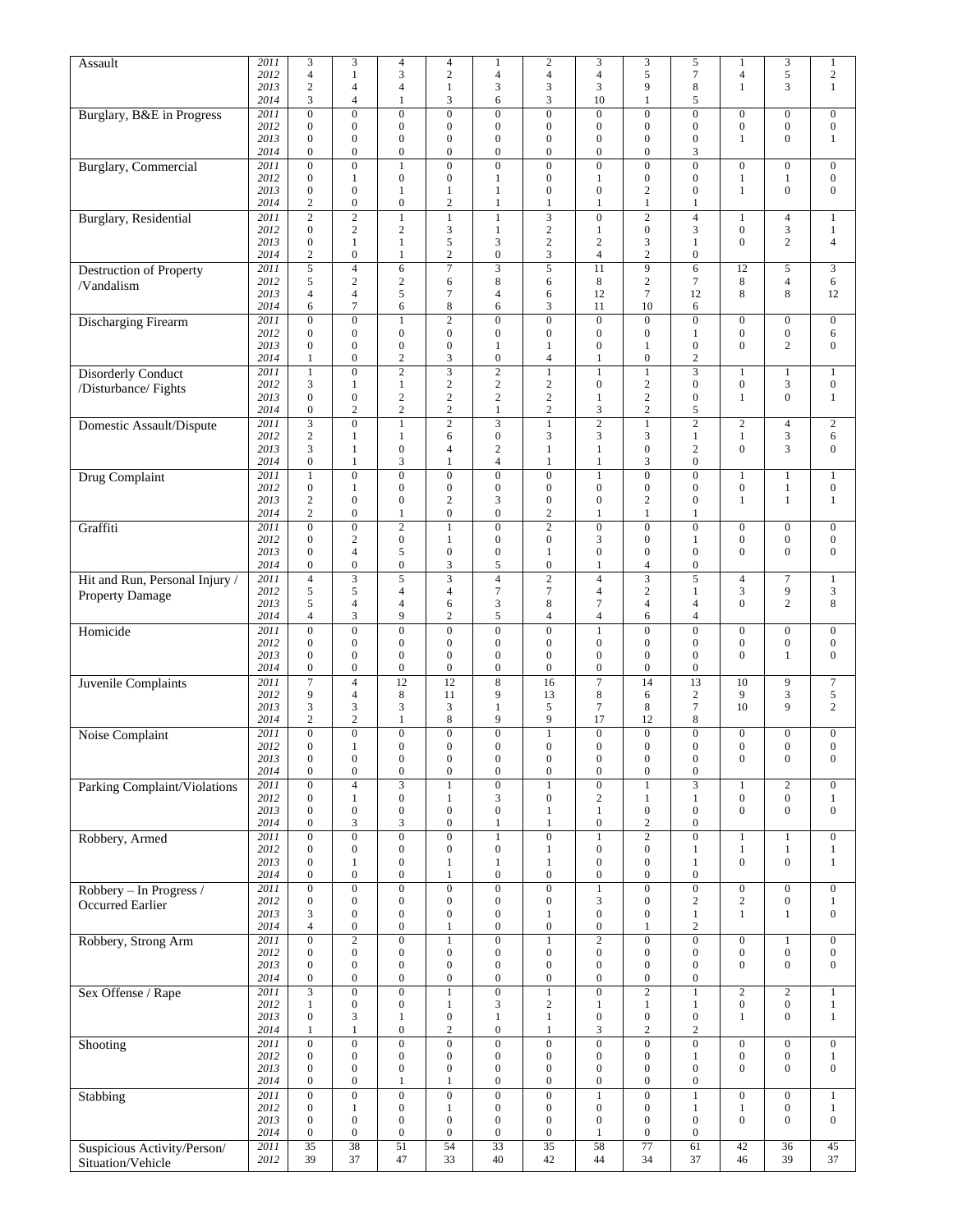| | | | | | | | | | | | | | |
|---|---|---|---|---|---|---|---|---|---|---|---|---|---|
| Assault | 2011 | 3 | 3 | 4 | 4 | 1 | 2 | 3 | 3 | 5 | 1 | 3 | 1 |
| | 2012 | 4 | 1 | 3 | 2 | 4 | 4 | 4 | 5 | 7 | 4 | 5 | 2 |
| | 2013 | 2 | 4 | 4 | 1 | 3 | 3 | 3 | 9 | 8 | 1 | 3 | 1 |
| | 2014 | 3 | 4 | 1 | 3 | 6 | 3 | 10 | 1 | 5 | | | |
| Burglary, B&E in Progress | 2011 | 0 | 0 | 0 | 0 | 0 | 0 | 0 | 0 | 0 | 0 | 0 | 0 |
| | 2012 | 0 | 0 | 0 | 0 | 0 | 0 | 0 | 0 | 0 | 0 | 0 | 0 |
| | 2013 | 0 | 0 | 0 | 0 | 0 | 0 | 0 | 0 | 0 | 1 | 0 | 1 |
| | 2014 | 0 | 0 | 0 | 0 | 0 | 0 | 0 | 0 | 3 | | | |
| Burglary, Commercial | 2011 | 0 | 0 | 1 | 0 | 0 | 0 | 0 | 0 | 0 | 0 | 0 | 0 |
| | 2012 | 0 | 1 | 0 | 0 | 1 | 0 | 1 | 0 | 0 | 1 | 1 | 0 |
| | 2013 | 0 | 0 | 1 | 1 | 1 | 0 | 0 | 2 | 0 | 1 | 0 | 0 |
| | 2014 | 2 | 0 | 0 | 2 | 1 | 1 | 1 | 1 | 1 | | | |
| Burglary, Residential | 2011 | 2 | 2 | 1 | 1 | 1 | 3 | 0 | 2 | 4 | 1 | 4 | 1 |
| | 2012 | 0 | 2 | 2 | 3 | 1 | 2 | 1 | 0 | 3 | 0 | 3 | 1 |
| | 2013 | 0 | 1 | 1 | 5 | 3 | 2 | 2 | 3 | 1 | 0 | 2 | 4 |
| | 2014 | 2 | 0 | 1 | 2 | 0 | 3 | 4 | 2 | 0 | | | |
| Destruction of Property /Vandalism | 2011 | 5 | 4 | 6 | 7 | 3 | 5 | 11 | 9 | 6 | 12 | 5 | 3 |
| | 2012 | 5 | 2 | 2 | 6 | 8 | 6 | 8 | 2 | 7 | 8 | 4 | 6 |
| | 2013 | 4 | 4 | 5 | 7 | 4 | 6 | 12 | 7 | 12 | 8 | 8 | 12 |
| | 2014 | 6 | 7 | 6 | 8 | 6 | 3 | 11 | 10 | 6 | | | |
| Discharging Firearm | 2011 | 0 | 0 | 1 | 2 | 0 | 0 | 0 | 0 | 0 | 0 | 0 | 0 |
| | 2012 | 0 | 0 | 0 | 0 | 0 | 0 | 0 | 0 | 1 | 0 | 0 | 6 |
| | 2013 | 0 | 0 | 0 | 0 | 1 | 1 | 0 | 1 | 0 | 0 | 2 | 0 |
| | 2014 | 1 | 0 | 2 | 3 | 0 | 4 | 1 | 0 | 2 | | | |
| Disorderly Conduct /Disturbance/ Fights | 2011 | 1 | 0 | 2 | 3 | 2 | 1 | 1 | 1 | 3 | 1 | 1 | 1 |
| | 2012 | 3 | 1 | 1 | 2 | 2 | 2 | 0 | 2 | 0 | 0 | 3 | 0 |
| | 2013 | 0 | 0 | 2 | 2 | 2 | 2 | 1 | 2 | 0 | 1 | 0 | 1 |
| | 2014 | 0 | 2 | 2 | 2 | 1 | 2 | 3 | 2 | 5 | | | |
| Domestic Assault/Dispute | 2011 | 3 | 0 | 1 | 2 | 3 | 1 | 2 | 1 | 2 | 2 | 4 | 2 |
| | 2012 | 2 | 1 | 1 | 6 | 0 | 3 | 3 | 3 | 1 | 1 | 3 | 6 |
| | 2013 | 3 | 1 | 0 | 4 | 2 | 1 | 1 | 0 | 2 | 0 | 3 | 0 |
| | 2014 | 0 | 1 | 3 | 1 | 4 | 1 | 1 | 3 | 0 | | | |
| Drug Complaint | 2011 | 1 | 0 | 0 | 0 | 0 | 0 | 1 | 0 | 0 | 1 | 1 | 1 |
| | 2012 | 0 | 1 | 0 | 0 | 0 | 0 | 0 | 0 | 0 | 0 | 1 | 0 |
| | 2013 | 2 | 0 | 0 | 2 | 3 | 0 | 0 | 2 | 0 | 1 | 1 | 1 |
| | 2014 | 2 | 0 | 1 | 0 | 0 | 2 | 1 | 1 | 1 | | | |
| Graffiti | 2011 | 0 | 0 | 2 | 1 | 0 | 2 | 0 | 0 | 0 | 0 | 0 | 0 |
| | 2012 | 0 | 2 | 0 | 1 | 0 | 0 | 3 | 0 | 1 | 0 | 0 | 0 |
| | 2013 | 0 | 4 | 5 | 0 | 0 | 1 | 0 | 0 | 0 | 0 | 0 | 0 |
| | 2014 | 0 | 0 | 0 | 3 | 5 | 0 | 1 | 4 | 0 | | | |
| Hit and Run, Personal Injury / Property Damage | 2011 | 4 | 3 | 5 | 3 | 4 | 2 | 4 | 3 | 5 | 4 | 7 | 1 |
| | 2012 | 5 | 5 | 4 | 4 | 7 | 7 | 4 | 2 | 1 | 3 | 9 | 3 |
| | 2013 | 5 | 4 | 4 | 6 | 3 | 8 | 7 | 4 | 4 | 0 | 2 | 8 |
| | 2014 | 4 | 3 | 9 | 2 | 5 | 4 | 4 | 6 | 4 | | | |
| Homicide | 2011 | 0 | 0 | 0 | 0 | 0 | 0 | 1 | 0 | 0 | 0 | 0 | 0 |
| | 2012 | 0 | 0 | 0 | 0 | 0 | 0 | 0 | 0 | 0 | 0 | 0 | 0 |
| | 2013 | 0 | 0 | 0 | 0 | 0 | 0 | 0 | 0 | 0 | 0 | 1 | 0 |
| | 2014 | 0 | 0 | 0 | 0 | 0 | 0 | 0 | 0 | 0 | | | |
| Juvenile Complaints | 2011 | 7 | 4 | 12 | 12 | 8 | 16 | 7 | 14 | 13 | 10 | 9 | 7 |
| | 2012 | 9 | 4 | 8 | 11 | 9 | 13 | 8 | 6 | 2 | 9 | 3 | 5 |
| | 2013 | 3 | 3 | 3 | 3 | 1 | 5 | 7 | 8 | 7 | 10 | 9 | 2 |
| | 2014 | 2 | 2 | 1 | 8 | 9 | 9 | 17 | 12 | 8 | | | |
| Noise Complaint | 2011 | 0 | 0 | 0 | 0 | 0 | 1 | 0 | 0 | 0 | 0 | 0 | 0 |
| | 2012 | 0 | 1 | 0 | 0 | 0 | 0 | 0 | 0 | 0 | 0 | 0 | 0 |
| | 2013 | 0 | 0 | 0 | 0 | 0 | 0 | 0 | 0 | 0 | 0 | 0 | 0 |
| | 2014 | 0 | 0 | 0 | 0 | 0 | 0 | 0 | 0 | 0 | | | |
| Parking Complaint/Violations | 2011 | 0 | 4 | 3 | 1 | 0 | 1 | 0 | 1 | 3 | 1 | 2 | 0 |
| | 2012 | 0 | 1 | 0 | 1 | 3 | 0 | 2 | 1 | 1 | 0 | 0 | 1 |
| | 2013 | 0 | 0 | 0 | 0 | 0 | 1 | 1 | 0 | 0 | 0 | 0 | 0 |
| | 2014 | 0 | 3 | 3 | 0 | 1 | 1 | 0 | 2 | 0 | | | |
| Robbery, Armed | 2011 | 0 | 0 | 0 | 0 | 1 | 0 | 1 | 2 | 0 | 1 | 1 | 0 |
| | 2012 | 0 | 0 | 0 | 0 | 0 | 1 | 0 | 0 | 1 | 1 | 1 | 1 |
| | 2013 | 0 | 1 | 0 | 1 | 1 | 1 | 0 | 0 | 1 | 0 | 0 | 1 |
| | 2014 | 0 | 0 | 0 | 1 | 0 | 0 | 0 | 0 | 0 | | | |
| Robbery – In Progress / Occurred Earlier | 2011 | 0 | 0 | 0 | 0 | 0 | 0 | 1 | 0 | 0 | 0 | 0 | 0 |
| | 2012 | 0 | 0 | 0 | 0 | 0 | 0 | 3 | 0 | 2 | 2 | 0 | 1 |
| | 2013 | 3 | 0 | 0 | 0 | 0 | 1 | 0 | 0 | 1 | 1 | 1 | 0 |
| | 2014 | 4 | 0 | 0 | 1 | 0 | 0 | 0 | 1 | 2 | | | |
| Robbery, Strong Arm | 2011 | 0 | 2 | 0 | 1 | 0 | 1 | 2 | 0 | 0 | 0 | 1 | 0 |
| | 2012 | 0 | 0 | 0 | 0 | 0 | 0 | 0 | 0 | 0 | 0 | 0 | 0 |
| | 2013 | 0 | 0 | 0 | 0 | 0 | 0 | 0 | 0 | 0 | 0 | 0 | 0 |
| | 2014 | 0 | 0 | 0 | 0 | 0 | 0 | 0 | 0 | 0 | | | |
| Sex Offense / Rape | 2011 | 3 | 0 | 0 | 1 | 0 | 1 | 0 | 2 | 1 | 2 | 2 | 1 |
| | 2012 | 1 | 0 | 0 | 1 | 3 | 2 | 1 | 1 | 1 | 0 | 0 | 1 |
| | 2013 | 0 | 3 | 1 | 0 | 1 | 1 | 0 | 0 | 0 | 1 | 0 | 1 |
| | 2014 | 1 | 1 | 0 | 2 | 0 | 1 | 3 | 2 | 2 | | | |
| Shooting | 2011 | 0 | 0 | 0 | 0 | 0 | 0 | 0 | 0 | 0 | 0 | 0 | 0 |
| | 2012 | 0 | 0 | 0 | 0 | 0 | 0 | 0 | 0 | 1 | 0 | 0 | 1 |
| | 2013 | 0 | 0 | 0 | 0 | 0 | 0 | 0 | 0 | 0 | 0 | 0 | 0 |
| | 2014 | 0 | 0 | 1 | 1 | 0 | 0 | 0 | 0 | 0 | | | |
| Stabbing | 2011 | 0 | 0 | 0 | 0 | 0 | 0 | 1 | 0 | 1 | 0 | 0 | 1 |
| | 2012 | 0 | 1 | 0 | 1 | 0 | 0 | 0 | 0 | 1 | 1 | 0 | 1 |
| | 2013 | 0 | 0 | 0 | 0 | 0 | 0 | 0 | 0 | 0 | 0 | 0 | 0 |
| | 2014 | 0 | 0 | 0 | 0 | 0 | 0 | 1 | 0 | 0 | | | |
| Suspicious Activity/Person/ Situation/Vehicle | 2011 | 35 | 38 | 51 | 54 | 33 | 35 | 58 | 77 | 61 | 42 | 36 | 45 |
| | 2012 | 39 | 37 | 47 | 33 | 40 | 42 | 44 | 34 | 37 | 46 | 39 | 37 |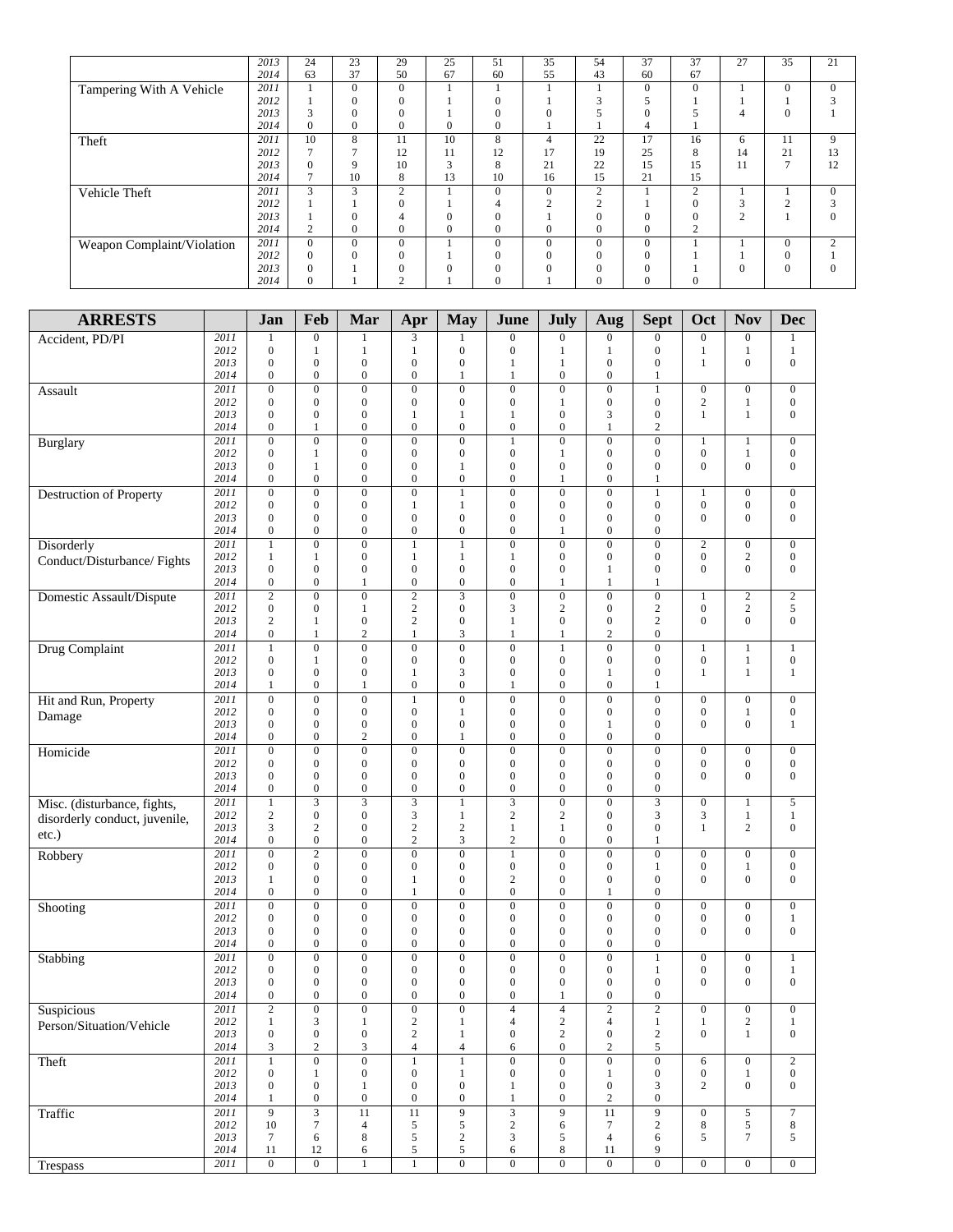| | | | | | | | | | | | | | |
|---|---|---|---|---|---|---|---|---|---|---|---|---|---|
| | 2013 | 24 | 23 | 29 | 25 | 51 | 35 | 54 | 37 | 37 | 27 | 35 | 21 |
| | 2014 | 63 | 37 | 50 | 67 | 60 | 55 | 43 | 60 | 67 | | | |
| Tampering With A Vehicle | 2011 | 1 | 0 | 0 | 1 | 1 | 1 | 1 | 0 | 0 | 1 | 0 | 0 |
| | 2012 | 1 | 0 | 0 | 1 | 0 | 1 | 3 | 5 | 1 | 1 | 1 | 3 |
| | 2013 | 3 | 0 | 0 | 1 | 0 | 0 | 5 | 0 | 5 | 4 | 0 | 1 |
| | 2014 | 0 | 0 | 0 | 0 | 0 | 1 | 1 | 4 | 1 | | | |
| Theft | 2011 | 10 | 8 | 11 | 10 | 8 | 4 | 22 | 17 | 16 | 6 | 11 | 9 |
| | 2012 | 7 | 7 | 12 | 11 | 12 | 17 | 19 | 25 | 8 | 14 | 21 | 13 |
| | 2013 | 0 | 9 | 10 | 3 | 8 | 21 | 22 | 15 | 15 | 11 | 7 | 12 |
| | 2014 | 7 | 10 | 8 | 13 | 10 | 16 | 15 | 21 | 15 | | | |
| Vehicle Theft | 2011 | 3 | 3 | 2 | 1 | 0 | 0 | 2 | 1 | 2 | 1 | 1 | 0 |
| | 2012 | 1 | 1 | 0 | 1 | 4 | 2 | 2 | 1 | 0 | 3 | 2 | 3 |
| | 2013 | 1 | 0 | 4 | 0 | 0 | 1 | 0 | 0 | 0 | 2 | 1 | 0 |
| | 2014 | 2 | 0 | 0 | 0 | 0 | 0 | 0 | 0 | 2 | | | |
| Weapon Complaint/Violation | 2011 | 0 | 0 | 0 | 1 | 0 | 0 | 0 | 0 | 1 | 1 | 0 | 2 |
| | 2012 | 0 | 0 | 0 | 1 | 0 | 0 | 0 | 0 | 1 | 1 | 0 | 1 |
| | 2013 | 0 | 1 | 0 | 0 | 0 | 0 | 0 | 0 | 1 | 0 | 0 | 0 |
| | 2014 | 0 | 1 | 2 | 1 | 0 | 1 | 0 | 0 | 0 | | | |

| ARRESTS | | Jan | Feb | Mar | Apr | May | June | July | Aug | Sept | Oct | Nov | Dec |
|---|---|---|---|---|---|---|---|---|---|---|---|---|---|
| Accident, PD/PI | 2011 | 1 | 0 | 1 | 3 | 1 | 0 | 0 | 0 | 0 | 0 | 0 | 1 |
| | 2012 | 0 | 1 | 1 | 1 | 0 | 0 | 1 | 1 | 0 | 1 | 1 | 1 |
| | 2013 | 0 | 0 | 0 | 0 | 0 | 1 | 1 | 0 | 0 | 1 | 0 | 0 |
| | 2014 | 0 | 0 | 0 | 0 | 1 | 1 | 0 | 0 | 1 | | | |
| Assault | 2011 | 0 | 0 | 0 | 0 | 0 | 0 | 0 | 0 | 1 | 0 | 0 | 0 |
| | 2012 | 0 | 0 | 0 | 0 | 0 | 0 | 1 | 0 | 0 | 2 | 1 | 0 |
| | 2013 | 0 | 0 | 0 | 1 | 1 | 1 | 0 | 3 | 0 | 1 | 1 | 0 |
| | 2014 | 0 | 1 | 0 | 0 | 0 | 0 | 0 | 1 | 2 | | | |
| Burglary | 2011 | 0 | 0 | 0 | 0 | 0 | 1 | 0 | 0 | 0 | 1 | 1 | 0 |
| | 2012 | 0 | 1 | 0 | 0 | 0 | 0 | 1 | 0 | 0 | 0 | 1 | 0 |
| | 2013 | 0 | 1 | 0 | 0 | 1 | 0 | 0 | 0 | 0 | 0 | 0 | 0 |
| | 2014 | 0 | 0 | 0 | 0 | 0 | 0 | 1 | 0 | 1 | | | |
| Destruction of Property | 2011 | 0 | 0 | 0 | 0 | 1 | 0 | 0 | 0 | 1 | 1 | 0 | 0 |
| | 2012 | 0 | 0 | 0 | 1 | 1 | 0 | 0 | 0 | 0 | 0 | 0 | 0 |
| | 2013 | 0 | 0 | 0 | 0 | 0 | 0 | 0 | 0 | 0 | 0 | 0 | 0 |
| | 2014 | 0 | 0 | 0 | 0 | 0 | 0 | 1 | 0 | 0 | | | |
| Disorderly Conduct/Disturbance/ Fights | 2011 | 1 | 0 | 0 | 1 | 1 | 0 | 0 | 0 | 0 | 2 | 0 | 0 |
| | 2012 | 1 | 1 | 0 | 1 | 1 | 1 | 0 | 0 | 0 | 0 | 2 | 0 |
| | 2013 | 0 | 0 | 0 | 0 | 0 | 0 | 0 | 1 | 0 | 0 | 0 | 0 |
| | 2014 | 0 | 0 | 1 | 0 | 0 | 0 | 1 | 1 | 1 | | | |
| Domestic Assault/Dispute | 2011 | 2 | 0 | 0 | 2 | 3 | 0 | 0 | 0 | 0 | 1 | 2 | 2 |
| | 2012 | 0 | 0 | 1 | 2 | 0 | 3 | 2 | 0 | 2 | 0 | 2 | 5 |
| | 2013 | 2 | 1 | 0 | 2 | 0 | 1 | 0 | 0 | 2 | 0 | 0 | 0 |
| | 2014 | 0 | 1 | 2 | 1 | 3 | 1 | 1 | 2 | 0 | | | |
| Drug Complaint | 2011 | 1 | 0 | 0 | 0 | 0 | 0 | 1 | 0 | 0 | 1 | 1 | 1 |
| | 2012 | 0 | 1 | 0 | 0 | 0 | 0 | 0 | 0 | 0 | 0 | 1 | 0 |
| | 2013 | 0 | 0 | 0 | 1 | 3 | 0 | 0 | 1 | 0 | 1 | 1 | 1 |
| | 2014 | 1 | 0 | 1 | 0 | 0 | 1 | 0 | 0 | 1 | | | |
| Hit and Run, Property Damage | 2011 | 0 | 0 | 0 | 1 | 0 | 0 | 0 | 0 | 0 | 0 | 0 | 0 |
| | 2012 | 0 | 0 | 0 | 0 | 1 | 0 | 0 | 0 | 0 | 0 | 1 | 0 |
| | 2013 | 0 | 0 | 0 | 0 | 0 | 0 | 0 | 1 | 0 | 0 | 0 | 1 |
| | 2014 | 0 | 0 | 2 | 0 | 1 | 0 | 0 | 0 | 0 | | | |
| Homicide | 2011 | 0 | 0 | 0 | 0 | 0 | 0 | 0 | 0 | 0 | 0 | 0 | 0 |
| | 2012 | 0 | 0 | 0 | 0 | 0 | 0 | 0 | 0 | 0 | 0 | 0 | 0 |
| | 2013 | 0 | 0 | 0 | 0 | 0 | 0 | 0 | 0 | 0 | 0 | 0 | 0 |
| | 2014 | 0 | 0 | 0 | 0 | 0 | 0 | 0 | 0 | 0 | | | |
| Misc. (disturbance, fights, disorderly conduct, juvenile, etc.) | 2011 | 1 | 3 | 3 | 3 | 1 | 3 | 0 | 0 | 3 | 0 | 1 | 5 |
| | 2012 | 2 | 0 | 0 | 3 | 1 | 2 | 2 | 0 | 3 | 3 | 1 | 1 |
| | 2013 | 3 | 2 | 0 | 2 | 2 | 1 | 1 | 0 | 0 | 1 | 2 | 0 |
| | 2014 | 0 | 0 | 0 | 2 | 3 | 2 | 0 | 0 | 1 | | | |
| Robbery | 2011 | 0 | 2 | 0 | 0 | 0 | 1 | 0 | 0 | 0 | 0 | 0 | 0 |
| | 2012 | 0 | 0 | 0 | 0 | 0 | 0 | 0 | 0 | 1 | 0 | 1 | 0 |
| | 2013 | 1 | 0 | 0 | 1 | 0 | 2 | 0 | 0 | 0 | 0 | 0 | 0 |
| | 2014 | 0 | 0 | 0 | 1 | 0 | 0 | 0 | 1 | 0 | | | |
| Shooting | 2011 | 0 | 0 | 0 | 0 | 0 | 0 | 0 | 0 | 0 | 0 | 0 | 0 |
| | 2012 | 0 | 0 | 0 | 0 | 0 | 0 | 0 | 0 | 0 | 0 | 0 | 1 |
| | 2013 | 0 | 0 | 0 | 0 | 0 | 0 | 0 | 0 | 0 | 0 | 0 | 0 |
| | 2014 | 0 | 0 | 0 | 0 | 0 | 0 | 0 | 0 | 0 | | | |
| Stabbing | 2011 | 0 | 0 | 0 | 0 | 0 | 0 | 0 | 0 | 1 | 0 | 0 | 1 |
| | 2012 | 0 | 0 | 0 | 0 | 0 | 0 | 0 | 0 | 1 | 0 | 0 | 1 |
| | 2013 | 0 | 0 | 0 | 0 | 0 | 0 | 0 | 0 | 0 | 0 | 0 | 0 |
| | 2014 | 0 | 0 | 0 | 0 | 0 | 0 | 1 | 0 | 0 | | | |
| Suspicious Person/Situation/Vehicle | 2011 | 2 | 0 | 0 | 0 | 0 | 4 | 4 | 2 | 2 | 0 | 0 | 0 |
| | 2012 | 1 | 3 | 1 | 2 | 1 | 4 | 2 | 4 | 1 | 1 | 2 | 1 |
| | 2013 | 0 | 0 | 0 | 2 | 1 | 0 | 2 | 0 | 2 | 0 | 1 | 0 |
| | 2014 | 3 | 2 | 3 | 4 | 4 | 6 | 0 | 2 | 5 | | | |
| Theft | 2011 | 1 | 0 | 0 | 1 | 1 | 0 | 0 | 0 | 0 | 6 | 0 | 2 |
| | 2012 | 0 | 1 | 0 | 0 | 1 | 0 | 0 | 1 | 0 | 0 | 1 | 0 |
| | 2013 | 0 | 0 | 1 | 0 | 0 | 1 | 0 | 0 | 3 | 2 | 0 | 0 |
| | 2014 | 1 | 0 | 0 | 0 | 0 | 1 | 0 | 2 | 0 | | | |
| Traffic | 2011 | 9 | 3 | 11 | 11 | 9 | 3 | 9 | 11 | 9 | 0 | 5 | 7 |
| | 2012 | 10 | 7 | 4 | 5 | 5 | 2 | 6 | 7 | 2 | 8 | 5 | 8 |
| | 2013 | 7 | 6 | 8 | 5 | 2 | 3 | 5 | 4 | 6 | 5 | 7 | 5 |
| | 2014 | 11 | 12 | 6 | 5 | 5 | 6 | 8 | 11 | 9 | | | |
| Trespass | 2011 | 0 | 0 | 1 | 1 | 0 | 0 | 0 | 0 | 0 | 0 | 0 | 0 |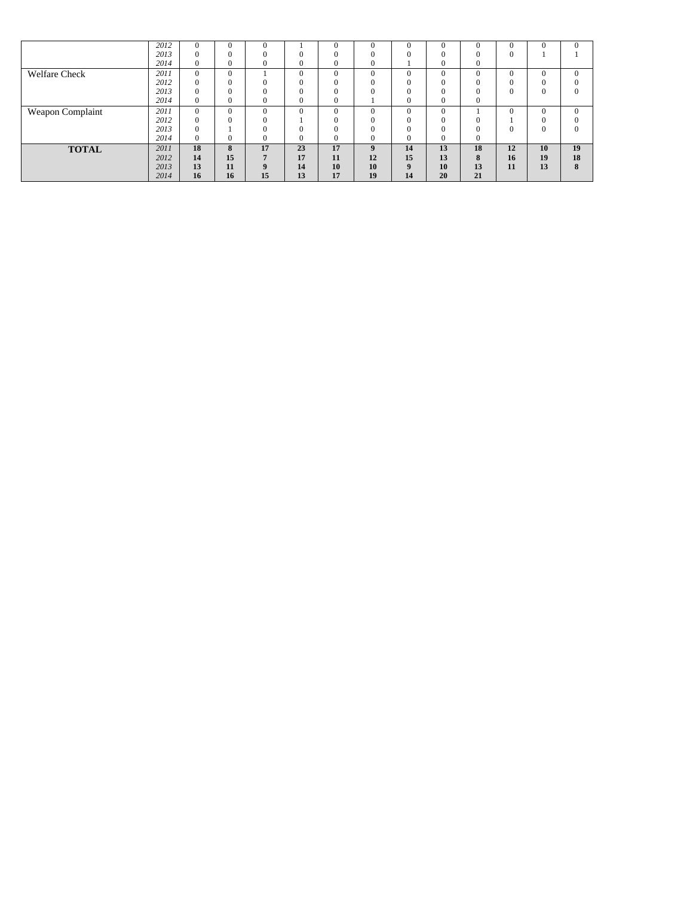| | | | | | | | | | | | | | |
|---|---|---|---|---|---|---|---|---|---|---|---|---|---|
| | *2012* | 0 | 0 | 0 | 1 | 0 | 0 | 0 | 0 | 0 | 0 | 0 | 0 |
| | *2013* | 0 | 0 | 0 | 0 | 0 | 0 | 0 | 0 | 0 | 0 | 1 | 1 |
| | *2014* | 0 | 0 | 0 | 0 | 0 | 0 | 1 | 0 | 0 | | | |
| Welfare Check | *2011* | 0 | 0 | 1 | 0 | 0 | 0 | 0 | 0 | 0 | 0 | 0 | 0 |
| | *2012* | 0 | 0 | 0 | 0 | 0 | 0 | 0 | 0 | 0 | 0 | 0 | 0 |
| | *2013* | 0 | 0 | 0 | 0 | 0 | 0 | 0 | 0 | 0 | 0 | 0 | 0 |
| | *2014* | 0 | 0 | 0 | 0 | 0 | 1 | 0 | 0 | 0 | | | |
| Weapon Complaint | *2011* | 0 | 0 | 0 | 0 | 0 | 0 | 0 | 0 | 1 | 0 | 0 | 0 |
| | *2012* | 0 | 0 | 0 | 1 | 0 | 0 | 0 | 0 | 0 | 1 | 0 | 0 |
| | *2013* | 0 | 1 | 0 | 0 | 0 | 0 | 0 | 0 | 0 | 0 | 0 | 0 |
| | *2014* | 0 | 0 | 0 | 0 | 0 | 0 | 0 | 0 | 0 | | | |
| **TOTAL** | *2011* | **18** | **8** | **17** | **23** | **17** | **9** | **14** | **13** | **18** | **12** | **10** | **19** |
| | *2012* | **14** | **15** | **7** | **17** | **11** | **12** | **15** | **13** | **8** | **16** | **19** | **18** |
| | *2013* | **13** | **11** | **9** | **14** | **10** | **10** | **9** | **10** | **13** | **11** | **13** | **8** |
| | *2014* | **16** | **16** | **15** | **13** | **17** | **19** | **14** | **20** | **21** | | | |